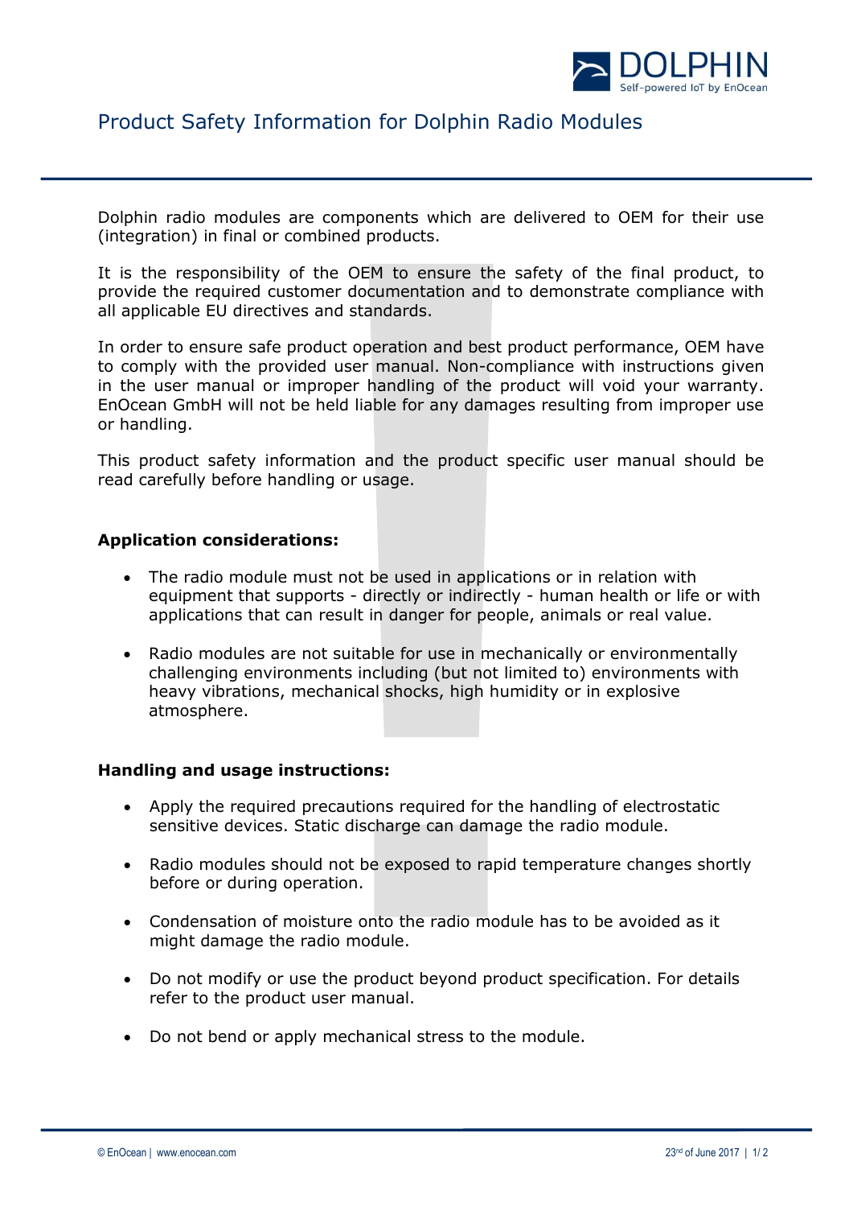# Product Safety Information for Dolphin Radio Modules

Dolphin radio modules are components which are delivered to OEM for their use (integration) in final or combined products.

It is the responsibility of the OEM to ensure the safety of the final product, to provide the required customer documentation and to demonstrate compliance with all applicable EU directives and standards.

In order to ensure safe product operation and best product performance, OEM have to comply with the provided user manual. Non-compliance with instructions given in the user manual or improper handling of the product will void your warranty. EnOcean GmbH will not be held liable for any damages resulting from improper use or handling.

This product safety information and the product specific user manual should be read carefully before handling or usage.

**Application considerations:**

- The radio module must not be used in applications or in relation with equipment that supports - directly or indirectly - human health or life or with applications that can result in danger for people, animals or real value.
- Radio modules are not suitable for use in mechanically or environmentally challenging environments including (but not limited to) environments with heavy vibrations, mechanical shocks, high humidity or in explosive atmosphere.

**Handling and usage instructions:**

- Apply the required precautions required for the handling of electrostatic sensitive devices. Static discharge can damage the radio module.
- Radio modules should not be exposed to rapid temperature changes shortly before or during operation.
- Condensation of moisture onto the radio module has to be avoided as it might damage the radio module.
- Do not modify or use the product beyond product specification. For details refer to the product user manual.
- Do not bend or apply mechanical stress to the module.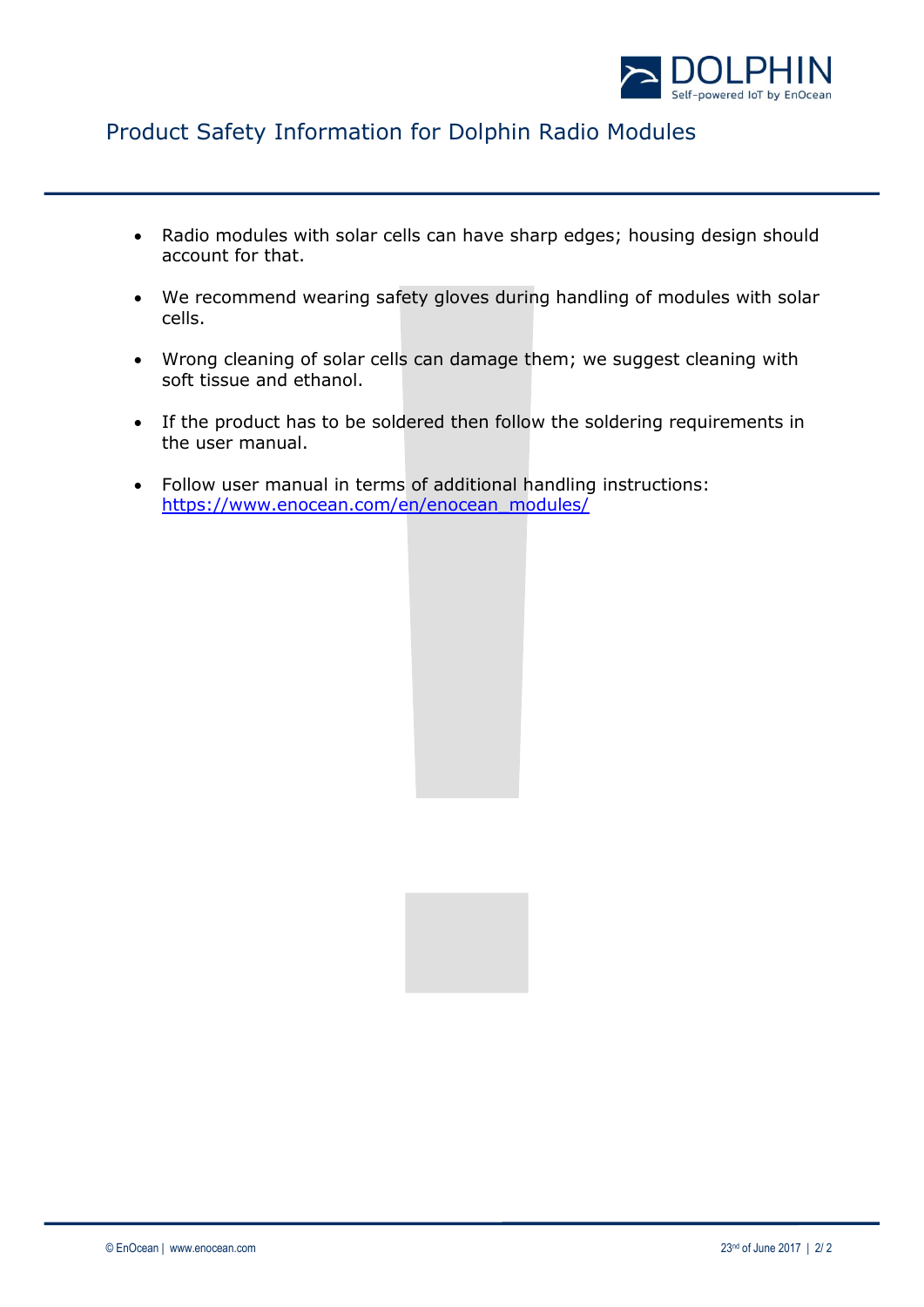- Radio modules with solar cells can have sharp edges; housing design should account for that.
- We recommend wearing safety gloves during handling of modules with solar cells.
- Wrong cleaning of solar cells can damage them; we suggest cleaning with soft tissue and ethanol.
- If the product has to be soldered then follow the soldering requirements in the user manual.
- Follow user manual in terms of additional handling instructions: [https://www.enocean.com/en/enocean_modules/](https://www.enocean.com/en/enocean_modules/)